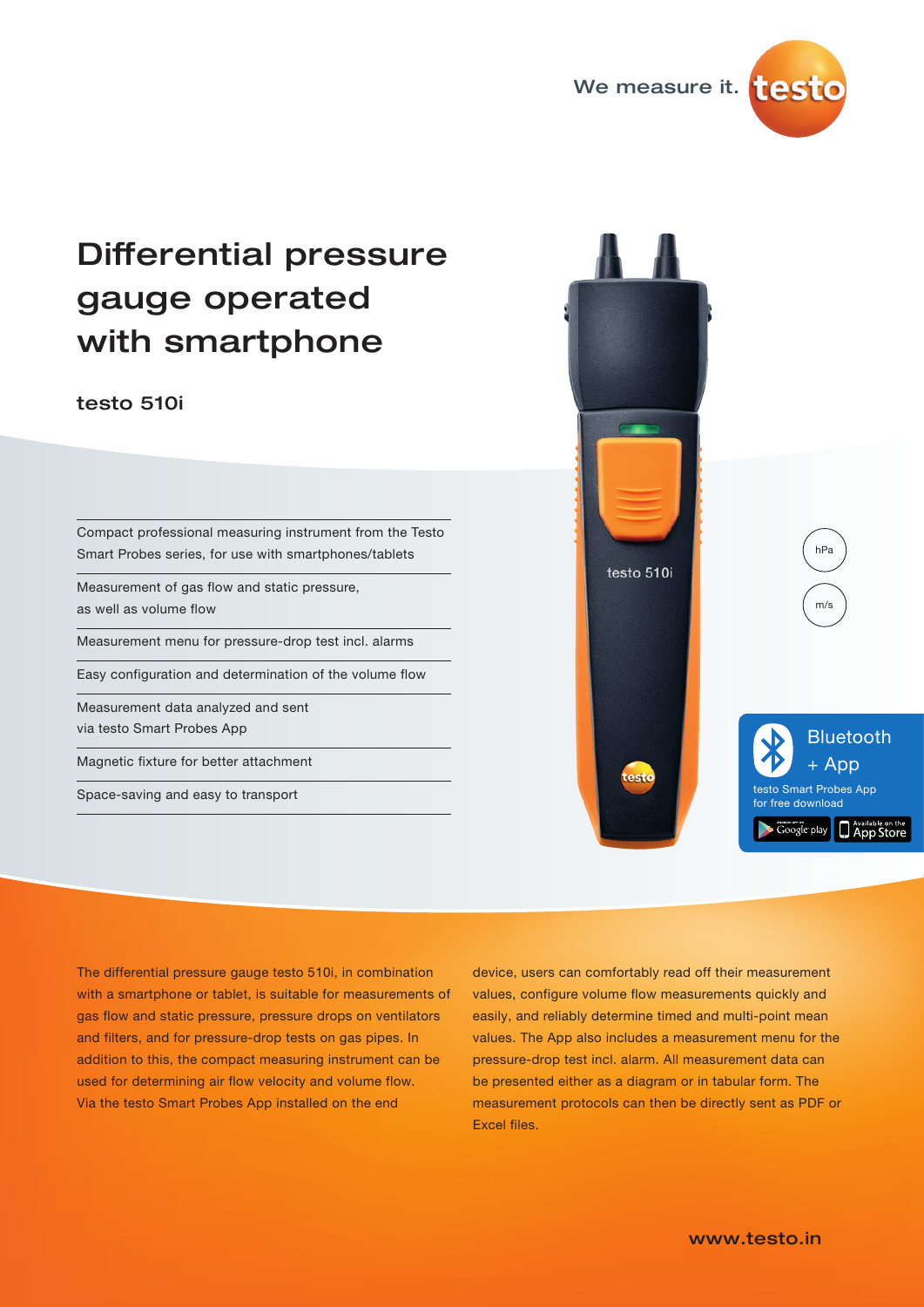# Differential pressure gauge operated with smartphone

## testo 510i

- Compact professional measuring instrument from the Testo Smart Probes series, for use with smartphones/tablets
- Measurement of gas flow and static pressure, as well as volume flow
- Measurement menu for pressure-drop test incl. alarms
- Easy configuration and determination of the volume flow
- Measurement data analyzed and sent via testo Smart Probes App
- Magnetic fixture for better attachment
- Space-saving and easy to transport

hPa

m/s

Bluetooth + App

testo Smart Probes App for free download

The differential pressure gauge testo 510i, in combination with a smartphone or tablet, is suitable for measurements of gas flow and static pressure, pressure drops on ventilators and filters, and for pressure-drop tests on gas pipes. In addition to this, the compact measuring instrument can be used for determining air flow velocity and volume flow. Via the testo Smart Probes App installed on the end device, users can comfortably read off their measurement values, configure volume flow measurements quickly and easily, and reliably determine timed and multi-point mean values. The App also includes a measurement menu for the pressure-drop test incl. alarm. All measurement data can be presented either as a diagram or in tabular form. The measurement protocols can then be directly sent as PDF or Excel files.

www.testo.in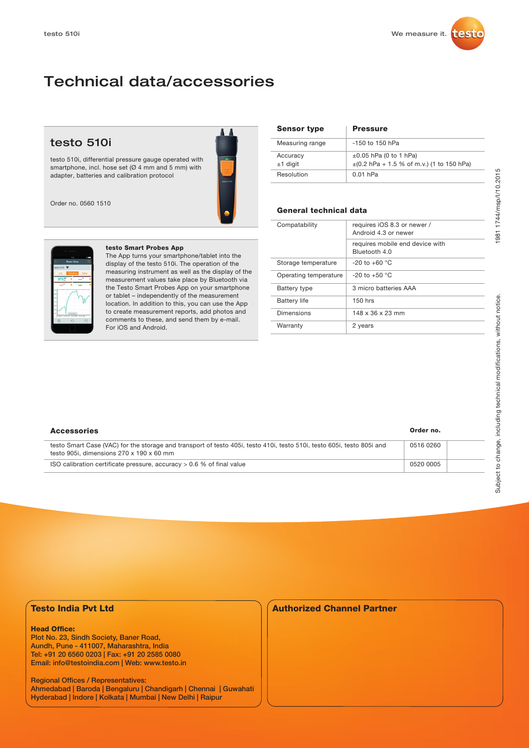# Technical data/accessories

## testo 510i

testo 510i, differential pressure gauge operated with smartphone, incl. hose set (Ø 4 mm and 5 mm) with adapter, batteries and calibration protocol

Order no. 0560 1510

### testo Smart Probes App

The App turns your smartphone/tablet into the display of the testo 510i. The operation of the measuring instrument as well as the display of the measurement values take place by Bluetooth via the Testo Smart Probes App on your smartphone or tablet – independently of the measurement location. In addition to this, you can use the App to create measurement reports, add photos and comments to these, and send them by e-mail. For iOS and Android.

| Sensor type | Pressure |
|---|---|
| Measuring range | -150 to 150 hPa |
| Accuracy ±1 digit | ±0.05 hPa (0 to 1 hPa)<br>±(0.2 hPa + 1.5 % of m.v.) (1 to 150 hPa) |
| Resolution | 0.01 hPa |

### General technical data

| | |
|---|---|
| Compatability | requires iOS 8.3 or newer / Android 4.3 or newer |
| | requires mobile end device with Bluetooth 4.0 |
| Storage temperature | -20 to +60 °C |
| Operating temperature | -20 to +50 °C |
| Battery type | 3 micro batteries AAA |
| Battery life | 150 hrs |
| Dimensions | 148 x 36 x 23 mm |
| Warranty | 2 years |

| Accessories | Order no. |
|---|---|
| testo Smart Case (VAC) for the storage and transport of testo 405i, testo 410i, testo 510i, testo 605i, testo 805i and testo 905i, dimensions 270 x 190 x 60 mm | 0516 0260 |
| ISO calibration certificate pressure, accuracy > 0.6 % of final value | 0520 0005 |

1981 1744/msp/I/10.2015

Subject to change, including technical modifications, without notice.

### Testo India Pvt Ltd

**Head Office:**
Plot No. 23, Sindh Society, Baner Road,
Aundh, Pune - 411007, Maharashtra, India
Tel: +91 20 6560 0203 | Fax: +91 20 2585 0080
Email: info@testoindia.com | Web: www.testo.in

Regional Offices / Representatives:
Ahmedabad | Baroda | Bengaluru | Chandigarh | Chennai | Guwahati
Hyderabad | Indore | Kolkata | Mumbai | New Delhi | Raipur

### Authorized Channel Partner